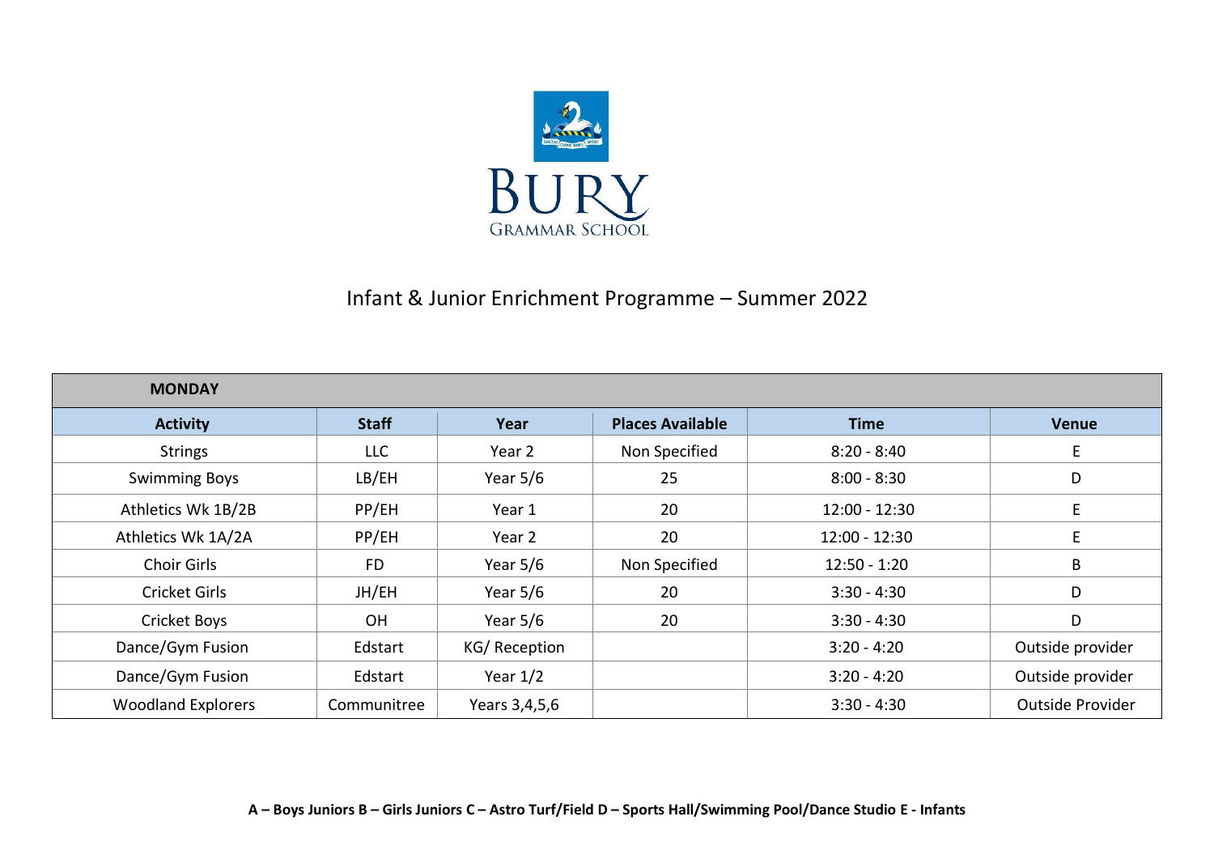# Infant & Junior Enrichment Programme – Summer 2022

| **MONDAY** | | | | | |
|---|---|---|---|---|---|
| **Activity** | **Staff** | **Year** | **Places Available** | **Time** | **Venue** |
| Strings | LLC | Year 2 | Non Specified | 8:20 - 8:40 | E |
| Swimming Boys | LB/EH | Year 5/6 | 25 | 8:00 - 8:30 | D |
| Athletics Wk 1B/2B | PP/EH | Year 1 | 20 | 12:00 - 12:30 | E |
| Athletics Wk 1A/2A | PP/EH | Year 2 | 20 | 12:00 - 12:30 | E |
| Choir Girls | FD | Year 5/6 | Non Specified | 12:50 - 1:20 | B |
| Cricket Girls | JH/EH | Year 5/6 | 20 | 3:30 - 4:30 | D |
| Cricket Boys | OH | Year 5/6 | 20 | 3:30 - 4:30 | D |
| Dance/Gym Fusion | Edstart | KG/ Reception | | 3:20 - 4:20 | Outside provider |
| Dance/Gym Fusion | Edstart | Year 1/2 | | 3:20 - 4:20 | Outside provider |
| Woodland Explorers | Communitree | Years 3,4,5,6 | | 3:30 - 4:30 | Outside Provider |

**A – Boys Juniors B – Girls Juniors C – Astro Turf/Field D – Sports Hall/Swimming Pool/Dance Studio E - Infants**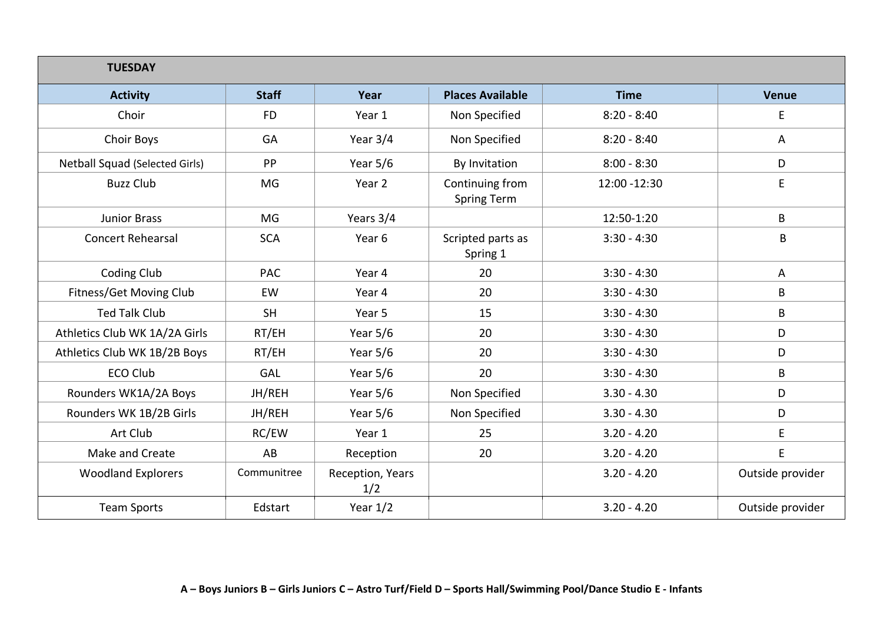| TUESDAY | | | | | |
|---|---|---|---|---|---|
| **Activity** | **Staff** | **Year** | **Places Available** | **Time** | **Venue** |
| Choir | FD | Year 1 | Non Specified | 8:20 - 8:40 | E |
| Choir Boys | GA | Year 3/4 | Non Specified | 8:20 - 8:40 | A |
| Netball Squad (Selected Girls) | PP | Year 5/6 | By Invitation | 8:00 - 8:30 | D |
| Buzz Club | MG | Year 2 | Continuing from Spring Term | 12:00 -12:30 | E |
| Junior Brass | MG | Years 3/4 | | 12:50-1:20 | B |
| Concert Rehearsal | SCA | Year 6 | Scripted parts as Spring 1 | 3:30 - 4:30 | B |
| Coding Club | PAC | Year 4 | 20 | 3:30 - 4:30 | A |
| Fitness/Get Moving Club | EW | Year 4 | 20 | 3:30 - 4:30 | B |
| Ted Talk Club | SH | Year 5 | 15 | 3:30 - 4:30 | B |
| Athletics Club WK 1A/2A Girls | RT/EH | Year 5/6 | 20 | 3:30 - 4:30 | D |
| Athletics Club WK 1B/2B Boys | RT/EH | Year 5/6 | 20 | 3:30 - 4:30 | D |
| ECO Club | GAL | Year 5/6 | 20 | 3:30 - 4:30 | B |
| Rounders WK1A/2A Boys | JH/REH | Year 5/6 | Non Specified | 3.30 - 4.30 | D |
| Rounders WK 1B/2B Girls | JH/REH | Year 5/6 | Non Specified | 3.30 - 4.30 | D |
| Art Club | RC/EW | Year 1 | 25 | 3.20 - 4.20 | E |
| Make and Create | AB | Reception | 20 | 3.20 - 4.20 | E |
| Woodland Explorers | Communitree | Reception, Years 1/2 | | 3.20 - 4.20 | Outside provider |
| Team Sports | Edstart | Year 1/2 | | 3.20 - 4.20 | Outside provider |

**A – Boys Juniors B – Girls Juniors C – Astro Turf/Field D – Sports Hall/Swimming Pool/Dance Studio E - Infants**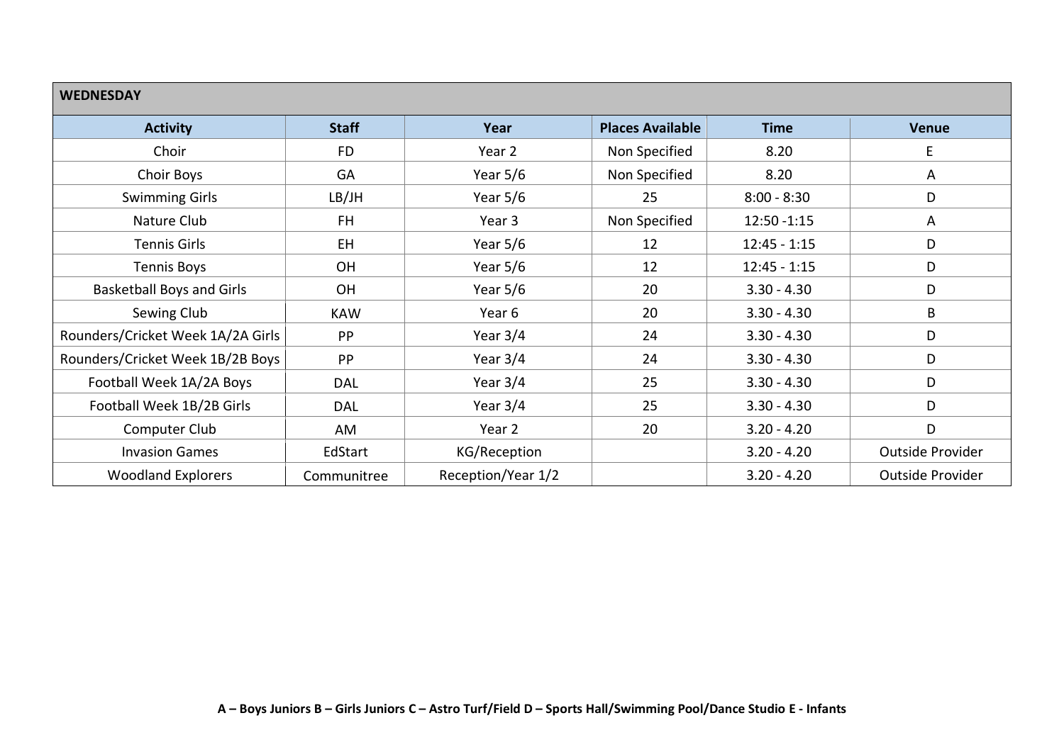| WEDNESDAY | | | | | |
|---|---|---|---|---|---|
| **Activity** | **Staff** | **Year** | **Places Available** | **Time** | **Venue** |
| Choir | FD | Year 2 | Non Specified | 8.20 | E |
| Choir Boys | GA | Year 5/6 | Non Specified | 8.20 | A |
| Swimming Girls | LB/JH | Year 5/6 | 25 | 8:00 - 8:30 | D |
| Nature Club | FH | Year 3 | Non Specified | 12:50 -1:15 | A |
| Tennis Girls | EH | Year 5/6 | 12 | 12:45 - 1:15 | D |
| Tennis Boys | OH | Year 5/6 | 12 | 12:45 - 1:15 | D |
| Basketball Boys and Girls | OH | Year 5/6 | 20 | 3.30 - 4.30 | D |
| Sewing Club | KAW | Year 6 | 20 | 3.30 - 4.30 | B |
| Rounders/Cricket Week 1A/2A Girls | PP | Year 3/4 | 24 | 3.30 - 4.30 | D |
| Rounders/Cricket Week 1B/2B Boys | PP | Year 3/4 | 24 | 3.30 - 4.30 | D |
| Football Week 1A/2A Boys | DAL | Year 3/4 | 25 | 3.30 - 4.30 | D |
| Football Week 1B/2B Girls | DAL | Year 3/4 | 25 | 3.30 - 4.30 | D |
| Computer Club | AM | Year 2 | 20 | 3.20 - 4.20 | D |
| Invasion Games | EdStart | KG/Reception | | 3.20 - 4.20 | Outside Provider |
| Woodland Explorers | Communitree | Reception/Year 1/2 | | 3.20 - 4.20 | Outside Provider |

**A – Boys Juniors B – Girls Juniors C – Astro Turf/Field D – Sports Hall/Swimming Pool/Dance Studio E - Infants**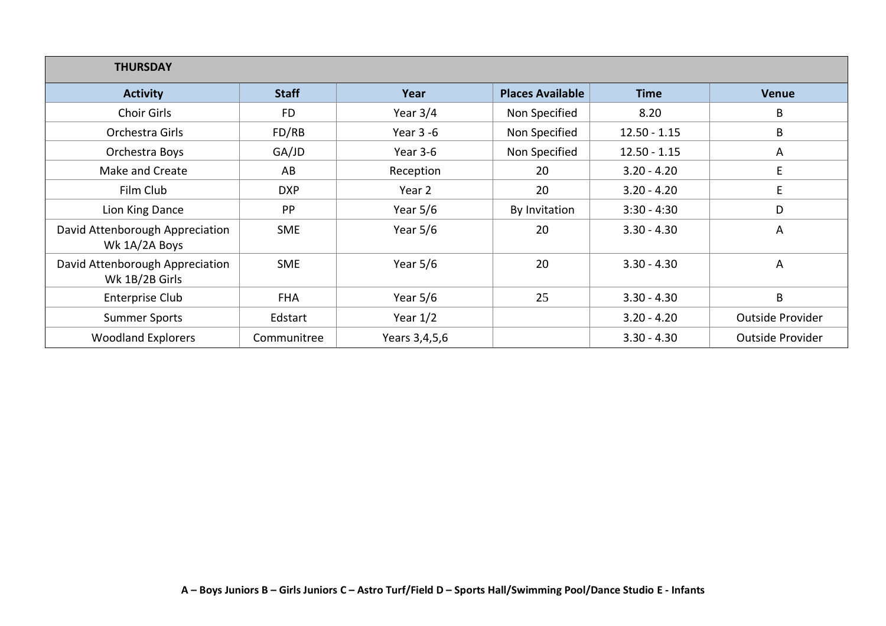| THURSDAY | | | | | |
|---|---|---|---|---|---|
| **Activity** | **Staff** | **Year** | **Places Available** | **Time** | **Venue** |
| Choir Girls | FD | Year 3/4 | Non Specified | 8.20 | B |
| Orchestra Girls | FD/RB | Year 3 -6 | Non Specified | 12.50 - 1.15 | B |
| Orchestra Boys | GA/JD | Year 3-6 | Non Specified | 12.50 - 1.15 | A |
| Make and Create | AB | Reception | 20 | 3.20 - 4.20 | E |
| Film Club | DXP | Year 2 | 20 | 3.20 - 4.20 | E |
| Lion King Dance | PP | Year 5/6 | By Invitation | 3:30 - 4:30 | D |
| David Attenborough Appreciation Wk 1A/2A Boys | SME | Year 5/6 | 20 | 3.30 - 4.30 | A |
| David Attenborough Appreciation Wk 1B/2B Girls | SME | Year 5/6 | 20 | 3.30 - 4.30 | A |
| Enterprise Club | FHA | Year 5/6 | 25 | 3.30 - 4.30 | B |
| Summer Sports | Edstart | Year 1/2 | | 3.20 - 4.20 | Outside Provider |
| Woodland Explorers | Communitree | Years 3,4,5,6 | | 3.30 - 4.30 | Outside Provider |

**A – Boys Juniors B – Girls Juniors C – Astro Turf/Field D – Sports Hall/Swimming Pool/Dance Studio E - Infants**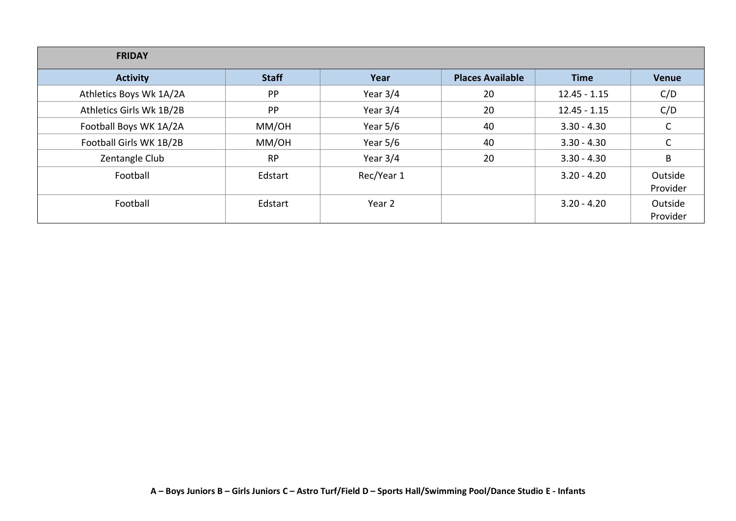| FRIDAY | | | | | |
|---|---|---|---|---|---|
| **Activity** | **Staff** | **Year** | **Places Available** | **Time** | **Venue** |
| Athletics Boys Wk 1A/2A | PP | Year 3/4 | 20 | 12.45 - 1.15 | C/D |
| Athletics Girls Wk 1B/2B | PP | Year 3/4 | 20 | 12.45 - 1.15 | C/D |
| Football Boys WK 1A/2A | MM/OH | Year 5/6 | 40 | 3.30 - 4.30 | C |
| Football Girls WK 1B/2B | MM/OH | Year 5/6 | 40 | 3.30 - 4.30 | C |
| Zentangle Club | RP | Year 3/4 | 20 | 3.30 - 4.30 | B |
| Football | Edstart | Rec/Year 1 | | 3.20 - 4.20 | Outside Provider |
| Football | Edstart | Year 2 | | 3.20 - 4.20 | Outside Provider |

**A – Boys Juniors B – Girls Juniors C – Astro Turf/Field D – Sports Hall/Swimming Pool/Dance Studio E - Infants**